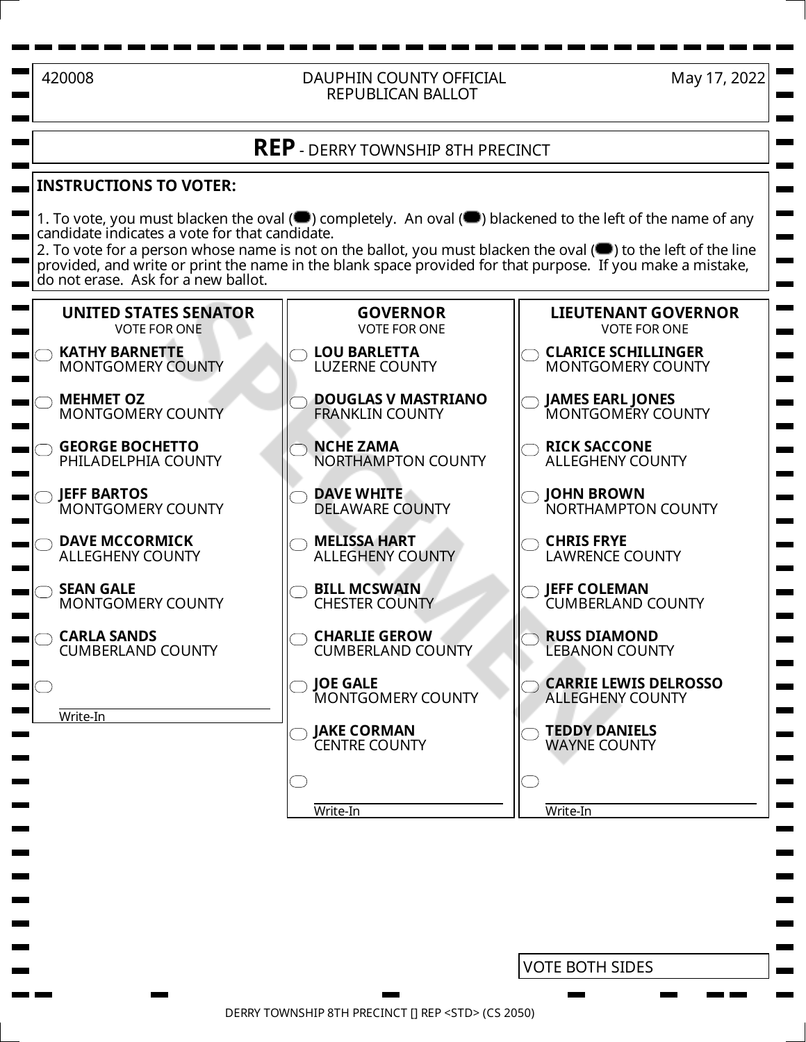420008

DAUPHIN COUNTY OFFICIAL
REPUBLICAN BALLOT

May 17, 2022

# REP - DERRY TOWNSHIP 8TH PRECINCT

**INSTRUCTIONS TO VOTER:**

1. To vote, you must blacken the oval (⬬) completely. An oval (⬬) blackened to the left of the name of any candidate indicates a vote for that candidate.
2. To vote for a person whose name is not on the ballot, you must blacken the oval (⬬) to the left of the line provided, and write or print the name in the blank space provided for that purpose. If you make a mistake, do not erase. Ask for a new ballot.

## UNITED STATES SENATOR
VOTE FOR ONE

- ⬭ **KATHY BARNETTE** MONTGOMERY COUNTY
- ⬭ **MEHMET OZ** MONTGOMERY COUNTY
- ⬭ **GEORGE BOCHETTO** PHILADELPHIA COUNTY
- ⬭ **JEFF BARTOS** MONTGOMERY COUNTY
- ⬭ **DAVE MCCORMICK** ALLEGHENY COUNTY
- ⬭ **SEAN GALE** MONTGOMERY COUNTY
- ⬭ **CARLA SANDS** CUMBERLAND COUNTY
- ⬭ ________ Write-In

## GOVERNOR
VOTE FOR ONE

- ⬭ **LOU BARLETTA** LUZERNE COUNTY
- ⬭ **DOUGLAS V MASTRIANO** FRANKLIN COUNTY
- ⬭ **NCHE ZAMA** NORTHAMPTON COUNTY
- ⬭ **DAVE WHITE** DELAWARE COUNTY
- ⬭ **MELISSA HART** ALLEGHENY COUNTY
- ⬭ **BILL MCSWAIN** CHESTER COUNTY
- ⬭ **CHARLIE GEROW** CUMBERLAND COUNTY
- ⬭ **JOE GALE** MONTGOMERY COUNTY
- ⬭ **JAKE CORMAN** CENTRE COUNTY
- ⬭ ________ Write-In

## LIEUTENANT GOVERNOR
VOTE FOR ONE

- ⬭ **CLARICE SCHILLINGER** MONTGOMERY COUNTY
- ⬭ **JAMES EARL JONES** MONTGOMERY COUNTY
- ⬭ **RICK SACCONE** ALLEGHENY COUNTY
- ⬭ **JOHN BROWN** NORTHAMPTON COUNTY
- ⬭ **CHRIS FRYE** LAWRENCE COUNTY
- ⬭ **JEFF COLEMAN** CUMBERLAND COUNTY
- ⬭ **RUSS DIAMOND** LEBANON COUNTY
- ⬭ **CARRIE LEWIS DELROSSO** ALLEGHENY COUNTY
- ⬭ **TEDDY DANIELS** WAYNE COUNTY
- ⬭ ________ Write-In

VOTE BOTH SIDES

DERRY TOWNSHIP 8TH PRECINCT [] REP <STD> (CS 2050)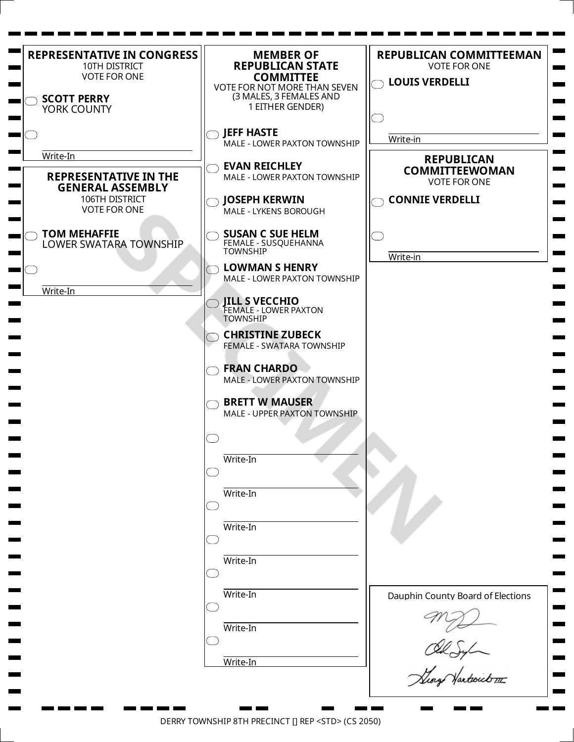## REPRESENTATIVE IN CONGRESS
10TH DISTRICT
VOTE FOR ONE

- **SCOTT PERRY**
  YORK COUNTY
- Write-In

## REPRESENTATIVE IN THE GENERAL ASSEMBLY
106TH DISTRICT
VOTE FOR ONE

- **TOM MEHAFFIE**
  LOWER SWATARA TOWNSHIP
- Write-In

## MEMBER OF REPUBLICAN STATE COMMITTEE
VOTE FOR NOT MORE THAN SEVEN
(3 MALES, 3 FEMALES AND 1 EITHER GENDER)

- **JEFF HASTE**
  MALE - LOWER PAXTON TOWNSHIP
- **EVAN REICHLEY**
  MALE - LOWER PAXTON TOWNSHIP
- **JOSEPH KERWIN**
  MALE - LYKENS BOROUGH
- **SUSAN C SUE HELM**
  FEMALE - SUSQUEHANNA TOWNSHIP
- **LOWMAN S HENRY**
  MALE - LOWER PAXTON TOWNSHIP
- **JILL S VECCHIO**
  FEMALE - LOWER PAXTON TOWNSHIP
- **CHRISTINE ZUBECK**
  FEMALE - SWATARA TOWNSHIP
- **FRAN CHARDO**
  MALE - LOWER PAXTON TOWNSHIP
- **BRETT W MAUSER**
  MALE - UPPER PAXTON TOWNSHIP
- Write-In
- Write-In
- Write-In
- Write-In
- Write-In
- Write-In
- Write-In

## REPUBLICAN COMMITTEEMAN
VOTE FOR ONE

- **LOUIS VERDELLI**
- Write-in

## REPUBLICAN COMMITTEEWOMAN
VOTE FOR ONE

- **CONNIE VERDELLI**
- Write-in

Dauphin County Board of Elections

SPECIMEN

DERRY TOWNSHIP 8TH PRECINCT [] REP <STD> (CS 2050)